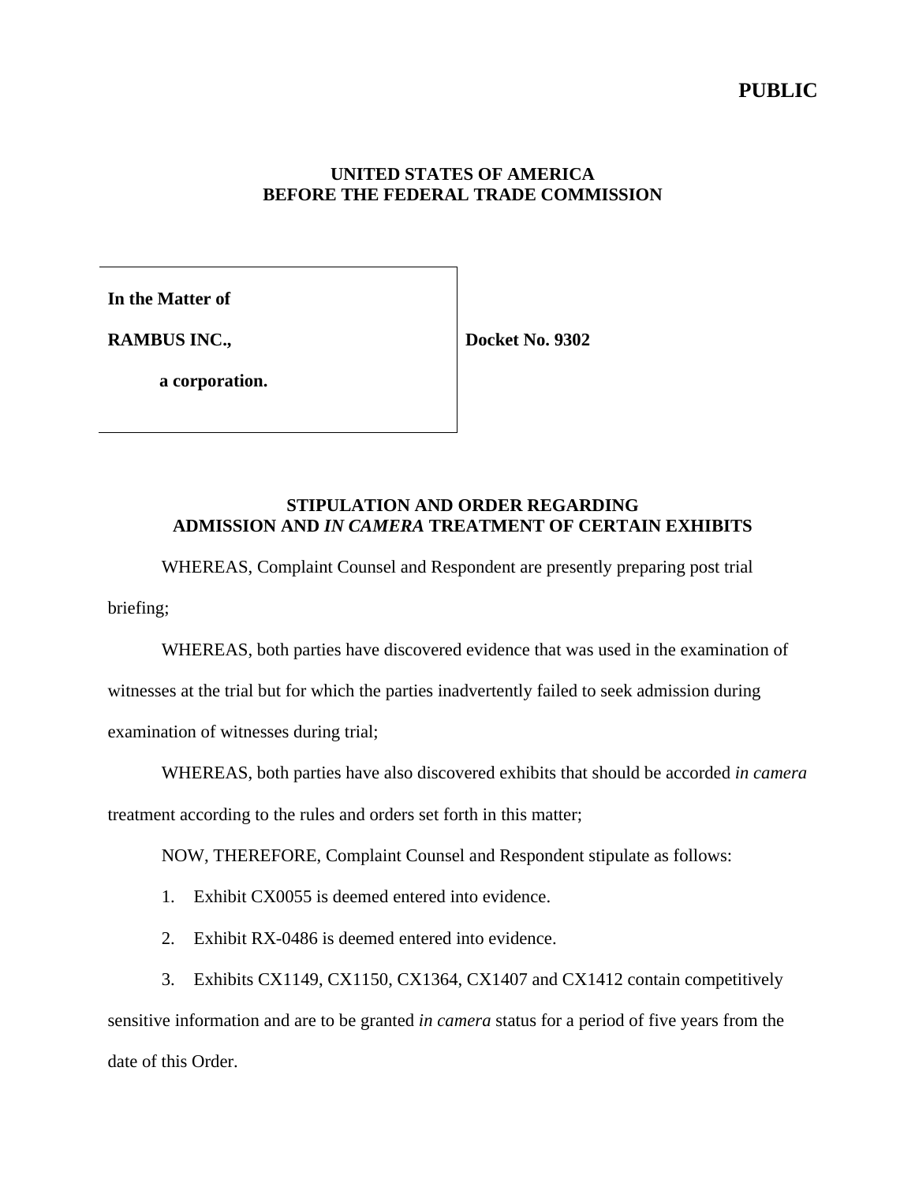**PUBLIC**

**UNITED STATES OF AMERICA**
**BEFORE THE FEDERAL TRADE COMMISSION**

| | |
|---|---|
| **In the Matter of**<br><br>**RAMBUS INC.,**<br><br>**a corporation.** | **Docket No. 9302** |

## STIPULATION AND ORDER REGARDING ADMISSION AND *IN CAMERA* TREATMENT OF CERTAIN EXHIBITS

WHEREAS, Complaint Counsel and Respondent are presently preparing post trial briefing;

WHEREAS, both parties have discovered evidence that was used in the examination of witnesses at the trial but for which the parties inadvertently failed to seek admission during examination of witnesses during trial;

WHEREAS, both parties have also discovered exhibits that should be accorded *in camera* treatment according to the rules and orders set forth in this matter;

NOW, THEREFORE, Complaint Counsel and Respondent stipulate as follows:

1. Exhibit CX0055 is deemed entered into evidence.

2. Exhibit RX-0486 is deemed entered into evidence.

3. Exhibits CX1149, CX1150, CX1364, CX1407 and CX1412 contain competitively sensitive information and are to be granted *in camera* status for a period of five years from the date of this Order.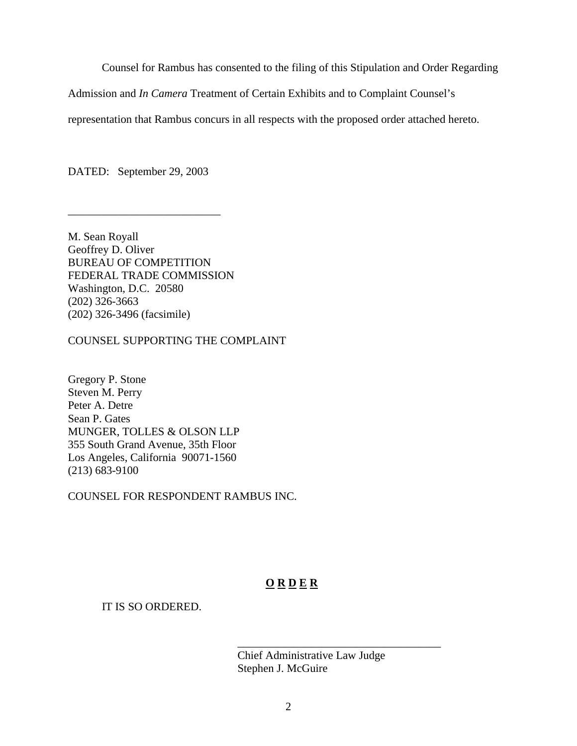Counsel for Rambus has consented to the filing of this Stipulation and Order Regarding Admission and *In Camera* Treatment of Certain Exhibits and to Complaint Counsel's representation that Rambus concurs in all respects with the proposed order attached hereto.

DATED: September 29, 2003

\_\_\_\_\_\_\_\_\_\_\_\_\_\_\_\_\_\_\_\_\_\_\_\_\_\_\_

M. Sean Royall  
Geoffrey D. Oliver  
BUREAU OF COMPETITION  
FEDERAL TRADE COMMISSION  
Washington, D.C. 20580  
(202) 326-3663  
(202) 326-3496 (facsimile)

COUNSEL SUPPORTING THE COMPLAINT

Gregory P. Stone  
Steven M. Perry  
Peter A. Detre  
Sean P. Gates  
MUNGER, TOLLES & OLSON LLP  
355 South Grand Avenue, 35th Floor  
Los Angeles, California 90071-1560  
(213) 683-9100

COUNSEL FOR RESPONDENT RAMBUS INC.

**O R D E R**

IT IS SO ORDERED.

\_\_\_\_\_\_\_\_\_\_\_\_\_\_\_\_\_\_\_\_\_\_\_\_\_\_\_\_\_\_\_\_\_\_\_\_

Chief Administrative Law Judge  
Stephen J. McGuire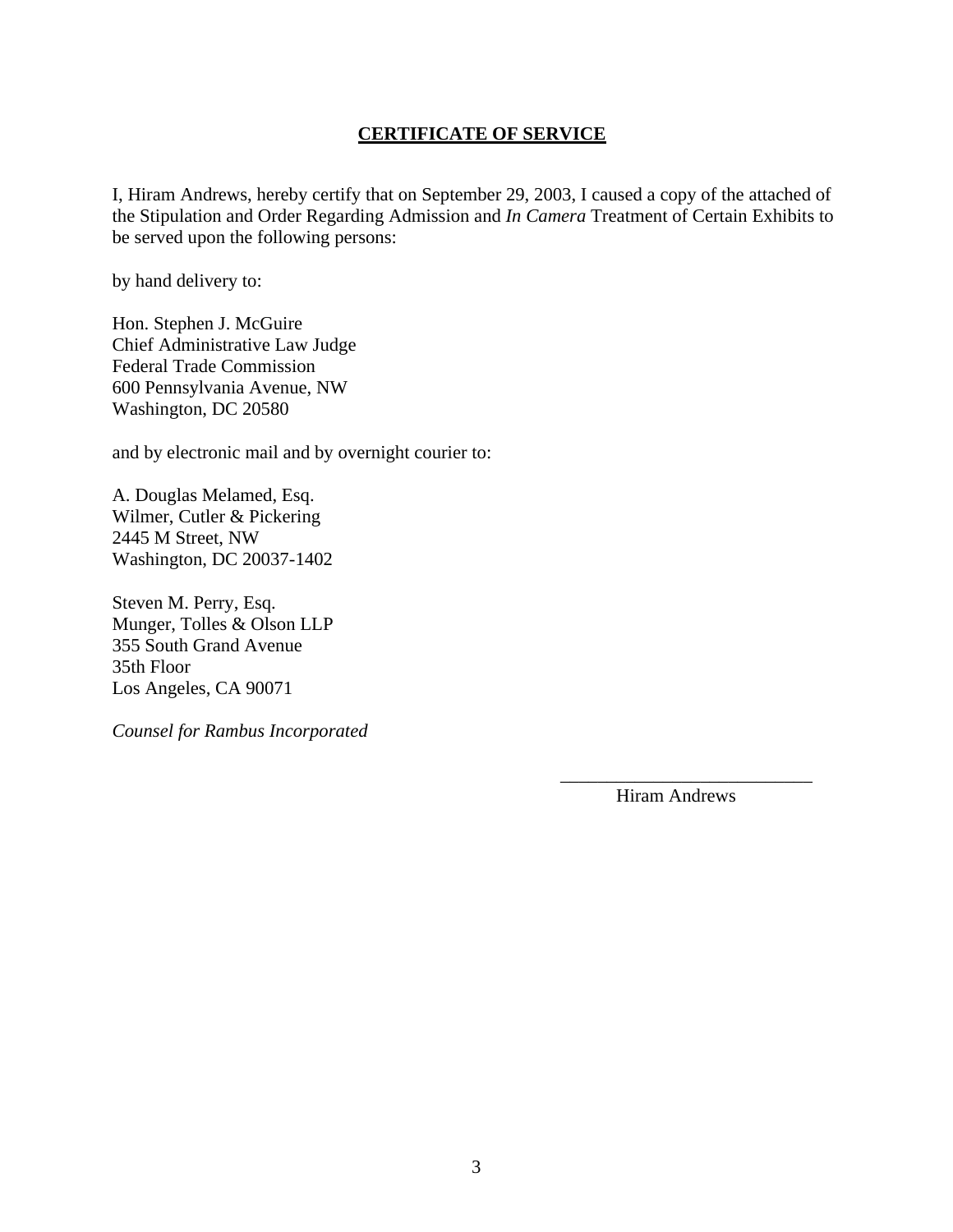**CERTIFICATE OF SERVICE**

I, Hiram Andrews, hereby certify that on September 29, 2003, I caused a copy of the attached of the Stipulation and Order Regarding Admission and *In Camera* Treatment of Certain Exhibits to be served upon the following persons:

by hand delivery to:

Hon. Stephen J. McGuire  
Chief Administrative Law Judge  
Federal Trade Commission  
600 Pennsylvania Avenue, NW  
Washington, DC 20580

and by electronic mail and by overnight courier to:

A. Douglas Melamed, Esq.  
Wilmer, Cutler & Pickering  
2445 M Street, NW  
Washington, DC 20037-1402

Steven M. Perry, Esq.  
Munger, Tolles & Olson LLP  
355 South Grand Avenue  
35th Floor  
Los Angeles, CA 90071

*Counsel for Rambus Incorporated*

\_\_\_\_\_\_\_\_\_\_\_\_\_\_\_\_\_\_\_\_\_\_\_\_\_\_\_\_  
Hiram Andrews